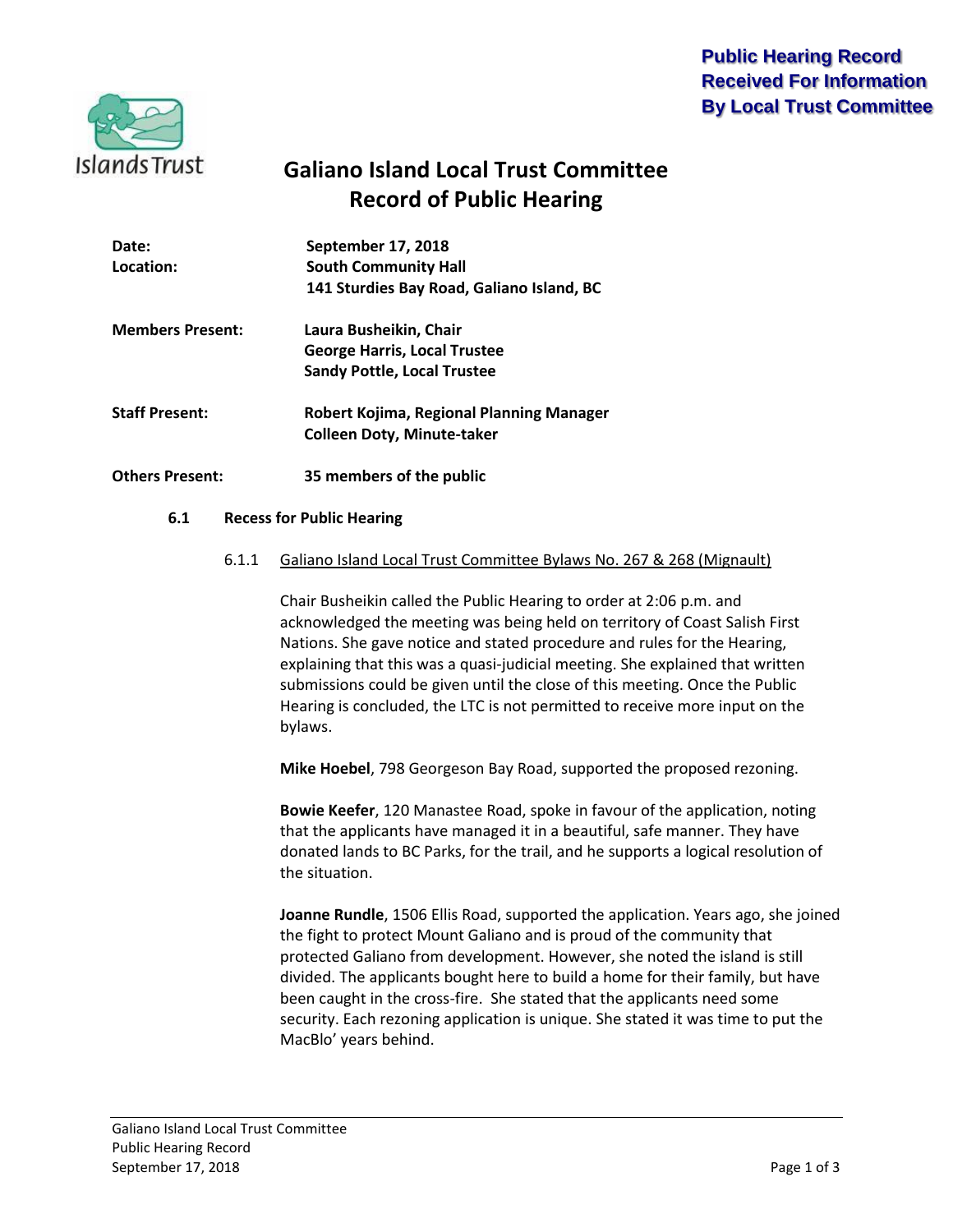**Public Hearing Record Received For Information By Local Trust Committee**

Islands Trust

# Galiano Island Local Trust Committee
# Record of Public Hearing

**Date:** September 17, 2018
**Location:** South Community Hall
141 Sturdies Bay Road, Galiano Island, BC

**Members Present:** Laura Busheikin, Chair
George Harris, Local Trustee
Sandy Pottle, Local Trustee

**Staff Present:** Robert Kojima, Regional Planning Manager
Colleen Doty, Minute-taker

**Others Present:** 35 members of the public

### 6.1 Recess for Public Hearing

#### 6.1.1 Galiano Island Local Trust Committee Bylaws No. 267 & 268 (Mignault)

Chair Busheikin called the Public Hearing to order at 2:06 p.m. and acknowledged the meeting was being held on territory of Coast Salish First Nations. She gave notice and stated procedure and rules for the Hearing, explaining that this was a quasi-judicial meeting. She explained that written submissions could be given until the close of this meeting. Once the Public Hearing is concluded, the LTC is not permitted to receive more input on the bylaws.

**Mike Hoebel**, 798 Georgeson Bay Road, supported the proposed rezoning.

**Bowie Keefer**, 120 Manastee Road, spoke in favour of the application, noting that the applicants have managed it in a beautiful, safe manner. They have donated lands to BC Parks, for the trail, and he supports a logical resolution of the situation.

**Joanne Rundle**, 1506 Ellis Road, supported the application. Years ago, she joined the fight to protect Mount Galiano and is proud of the community that protected Galiano from development. However, she noted the island is still divided. The applicants bought here to build a home for their family, but have been caught in the cross-fire. She stated that the applicants need some security. Each rezoning application is unique. She stated it was time to put the MacBlo' years behind.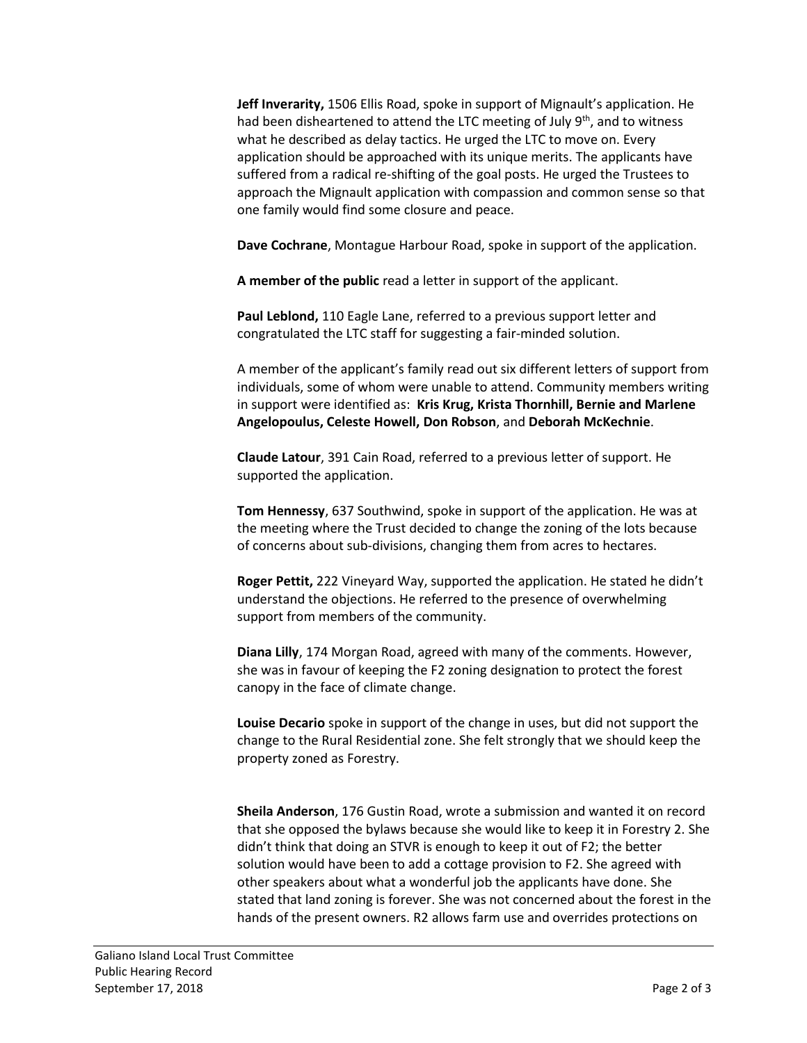**Jeff Inverarity,** 1506 Ellis Road, spoke in support of Mignault's application. He had been disheartened to attend the LTC meeting of July 9th, and to witness what he described as delay tactics. He urged the LTC to move on. Every application should be approached with its unique merits. The applicants have suffered from a radical re-shifting of the goal posts. He urged the Trustees to approach the Mignault application with compassion and common sense so that one family would find some closure and peace.

**Dave Cochrane**, Montague Harbour Road, spoke in support of the application.

**A member of the public** read a letter in support of the applicant.

**Paul Leblond,** 110 Eagle Lane, referred to a previous support letter and congratulated the LTC staff for suggesting a fair-minded solution.

A member of the applicant's family read out six different letters of support from individuals, some of whom were unable to attend. Community members writing in support were identified as: **Kris Krug, Krista Thornhill, Bernie and Marlene Angelopoulus, Celeste Howell, Don Robson**, and **Deborah McKechnie**.

**Claude Latour**, 391 Cain Road, referred to a previous letter of support. He supported the application.

**Tom Hennessy**, 637 Southwind, spoke in support of the application. He was at the meeting where the Trust decided to change the zoning of the lots because of concerns about sub-divisions, changing them from acres to hectares.

**Roger Pettit,** 222 Vineyard Way, supported the application. He stated he didn't understand the objections. He referred to the presence of overwhelming support from members of the community.

**Diana Lilly**, 174 Morgan Road, agreed with many of the comments. However, she was in favour of keeping the F2 zoning designation to protect the forest canopy in the face of climate change.

**Louise Decario** spoke in support of the change in uses, but did not support the change to the Rural Residential zone. She felt strongly that we should keep the property zoned as Forestry.

**Sheila Anderson**, 176 Gustin Road, wrote a submission and wanted it on record that she opposed the bylaws because she would like to keep it in Forestry 2. She didn't think that doing an STVR is enough to keep it out of F2; the better solution would have been to add a cottage provision to F2. She agreed with other speakers about what a wonderful job the applicants have done. She stated that land zoning is forever. She was not concerned about the forest in the hands of the present owners. R2 allows farm use and overrides protections on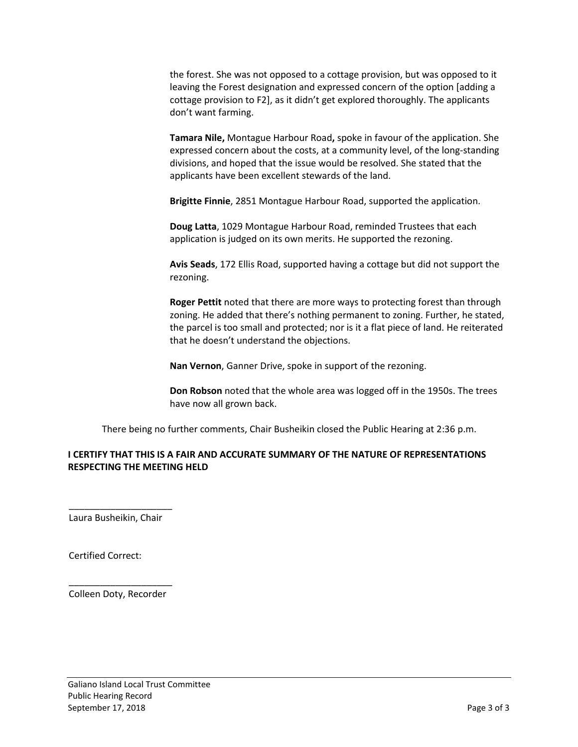the forest. She was not opposed to a cottage provision, but was opposed to it leaving the Forest designation and expressed concern of the option [adding a cottage provision to F2], as it didn't get explored thoroughly. The applicants don't want farming.

**Tamara Nile,** Montague Harbour Road**,** spoke in favour of the application. She expressed concern about the costs, at a community level, of the long-standing divisions, and hoped that the issue would be resolved. She stated that the applicants have been excellent stewards of the land.

**Brigitte Finnie**, 2851 Montague Harbour Road, supported the application.

**Doug Latta**, 1029 Montague Harbour Road, reminded Trustees that each application is judged on its own merits. He supported the rezoning.

**Avis Seads**, 172 Ellis Road, supported having a cottage but did not support the rezoning.

**Roger Pettit** noted that there are more ways to protecting forest than through zoning. He added that there's nothing permanent to zoning. Further, he stated, the parcel is too small and protected; nor is it a flat piece of land. He reiterated that he doesn't understand the objections.

**Nan Vernon**, Ganner Drive, spoke in support of the rezoning.

**Don Robson** noted that the whole area was logged off in the 1950s. The trees have now all grown back.

There being no further comments, Chair Busheikin closed the Public Hearing at 2:36 p.m.

**I CERTIFY THAT THIS IS A FAIR AND ACCURATE SUMMARY OF THE NATURE OF REPRESENTATIONS RESPECTING THE MEETING HELD**

\_\_\_\_\_\_\_\_\_\_\_\_\_\_\_\_\_\_\_\_
Laura Busheikin, Chair

Certified Correct:

\_\_\_\_\_\_\_\_\_\_\_\_\_\_\_\_\_\_\_\_
Colleen Doty, Recorder

Galiano Island Local Trust Committee
Public Hearing Record
September 17, 2018